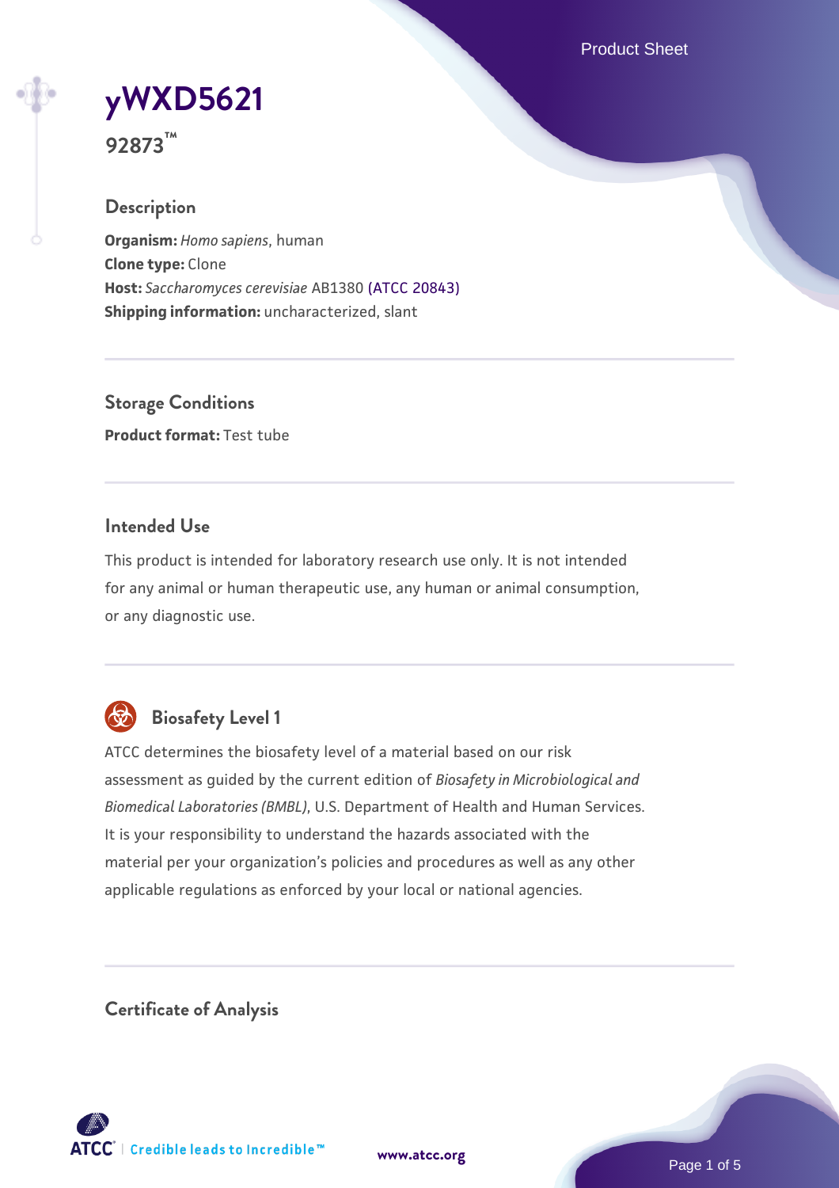# yWXD5621

**92873™**

## Description

**Organism:** *Homo sapiens*, human
**Clone type:** Clone
**Host:** *Saccharomyces cerevisiae* AB1380 (ATCC 20843)
**Shipping information:** uncharacterized, slant

## Storage Conditions

**Product format:** Test tube

## Intended Use

This product is intended for laboratory research use only. It is not intended for any animal or human therapeutic use, any human or animal consumption, or any diagnostic use.

## Biosafety Level 1

ATCC determines the biosafety level of a material based on our risk assessment as guided by the current edition of *Biosafety in Microbiological and Biomedical Laboratories (BMBL)*, U.S. Department of Health and Human Services. It is your responsibility to understand the hazards associated with the material per your organization's policies and procedures as well as any other applicable regulations as enforced by your local or national agencies.

## Certificate of Analysis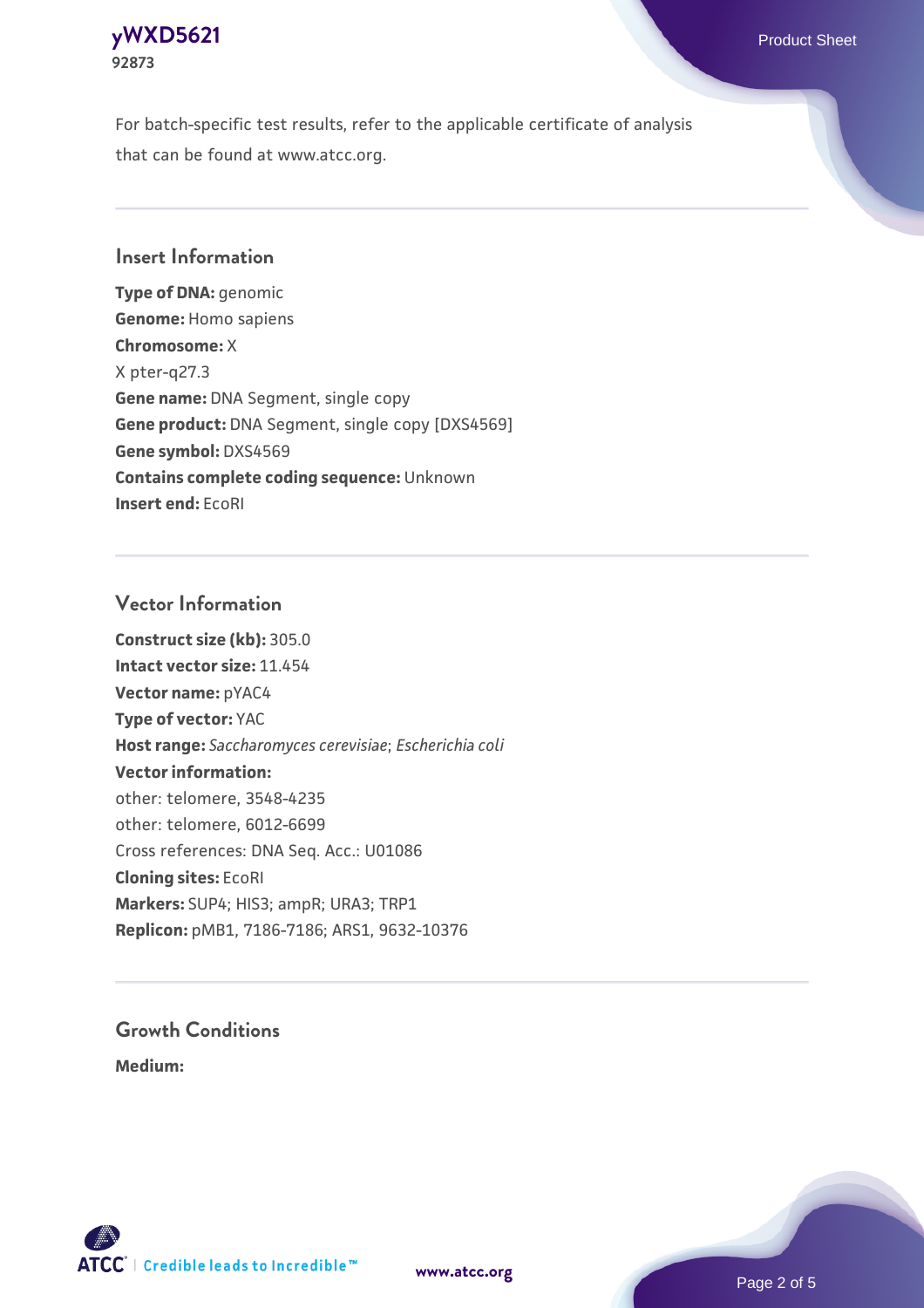For batch-specific test results, refer to the applicable certificate of analysis that can be found at www.atcc.org.

## Insert Information

**Type of DNA:** genomic
**Genome:** Homo sapiens
**Chromosome:** X
X pter-q27.3
**Gene name:** DNA Segment, single copy
**Gene product:** DNA Segment, single copy [DXS4569]
**Gene symbol:** DXS4569
**Contains complete coding sequence:** Unknown
**Insert end:** EcoRI

## Vector Information

**Construct size (kb):** 305.0
**Intact vector size:** 11.454
**Vector name:** pYAC4
**Type of vector:** YAC
**Host range:** *Saccharomyces cerevisiae*; *Escherichia coli*
**Vector information:**
other: telomere, 3548-4235
other: telomere, 6012-6699
Cross references: DNA Seq. Acc.: U01086
**Cloning sites:** EcoRI
**Markers:** SUP4; HIS3; ampR; URA3; TRP1
**Replicon:** pMB1, 7186-7186; ARS1, 9632-10376

## Growth Conditions

**Medium:**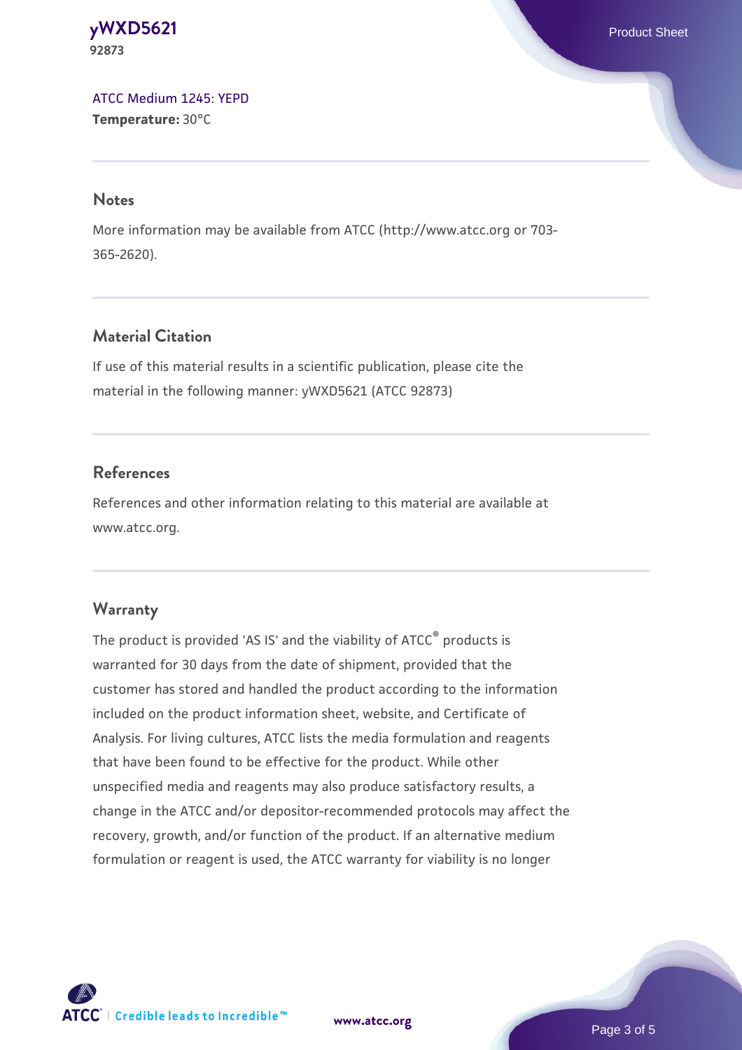ATCC Medium 1245: YEPD
**Temperature:** 30°C

## Notes

More information may be available from ATCC (http://www.atcc.org or 703-365-2620).

## Material Citation

If use of this material results in a scientific publication, please cite the material in the following manner: yWXD5621 (ATCC 92873)

## References

References and other information relating to this material are available at www.atcc.org.

## Warranty

The product is provided 'AS IS' and the viability of ATCC® products is warranted for 30 days from the date of shipment, provided that the customer has stored and handled the product according to the information included on the product information sheet, website, and Certificate of Analysis. For living cultures, ATCC lists the media formulation and reagents that have been found to be effective for the product. While other unspecified media and reagents may also produce satisfactory results, a change in the ATCC and/or depositor-recommended protocols may affect the recovery, growth, and/or function of the product. If an alternative medium formulation or reagent is used, the ATCC warranty for viability is no longer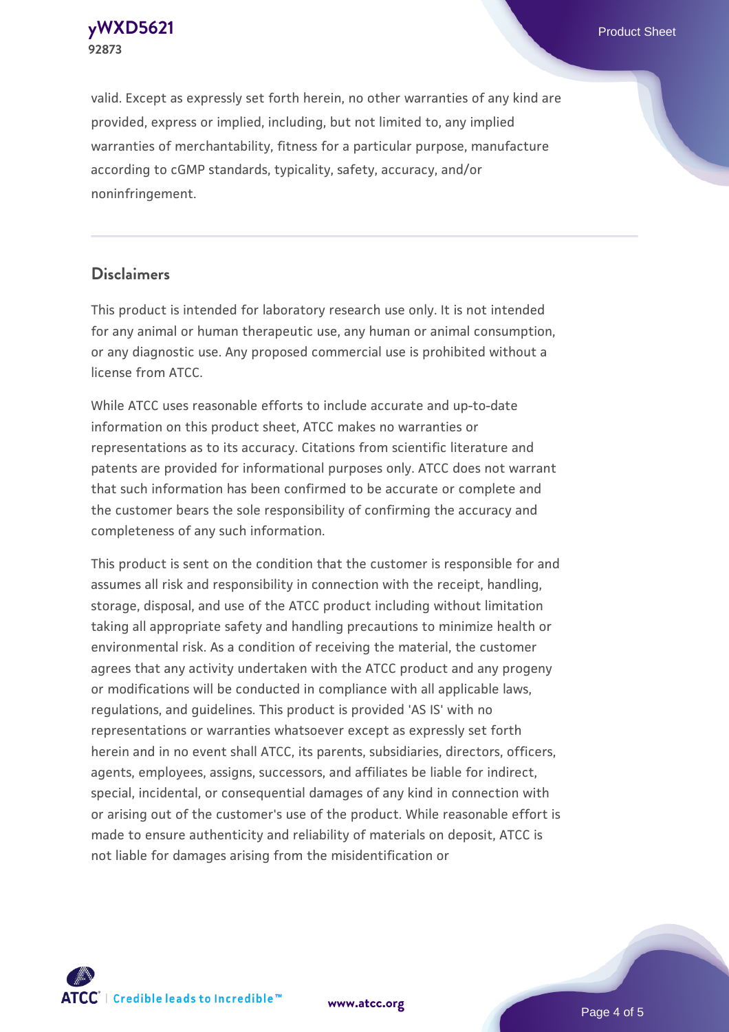valid. Except as expressly set forth herein, no other warranties of any kind are provided, express or implied, including, but not limited to, any implied warranties of merchantability, fitness for a particular purpose, manufacture according to cGMP standards, typicality, safety, accuracy, and/or noninfringement.

## Disclaimers

This product is intended for laboratory research use only. It is not intended for any animal or human therapeutic use, any human or animal consumption, or any diagnostic use. Any proposed commercial use is prohibited without a license from ATCC.

While ATCC uses reasonable efforts to include accurate and up-to-date information on this product sheet, ATCC makes no warranties or representations as to its accuracy. Citations from scientific literature and patents are provided for informational purposes only. ATCC does not warrant that such information has been confirmed to be accurate or complete and the customer bears the sole responsibility of confirming the accuracy and completeness of any such information.

This product is sent on the condition that the customer is responsible for and assumes all risk and responsibility in connection with the receipt, handling, storage, disposal, and use of the ATCC product including without limitation taking all appropriate safety and handling precautions to minimize health or environmental risk. As a condition of receiving the material, the customer agrees that any activity undertaken with the ATCC product and any progeny or modifications will be conducted in compliance with all applicable laws, regulations, and guidelines. This product is provided 'AS IS' with no representations or warranties whatsoever except as expressly set forth herein and in no event shall ATCC, its parents, subsidiaries, directors, officers, agents, employees, assigns, successors, and affiliates be liable for indirect, special, incidental, or consequential damages of any kind in connection with or arising out of the customer's use of the product. While reasonable effort is made to ensure authenticity and reliability of materials on deposit, ATCC is not liable for damages arising from the misidentification or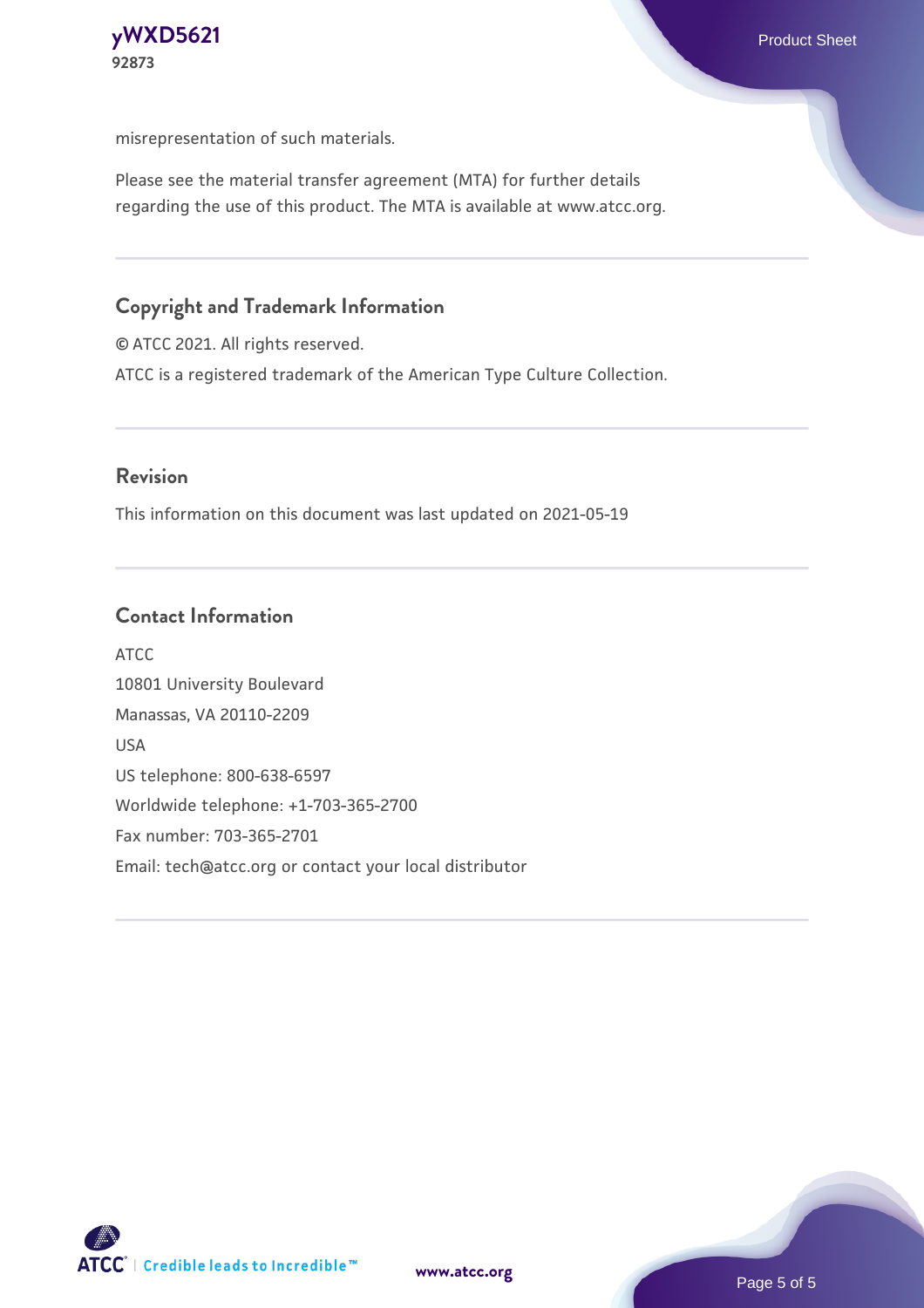misrepresentation of such materials.

Please see the material transfer agreement (MTA) for further details regarding the use of this product. The MTA is available at www.atcc.org.

## Copyright and Trademark Information

© ATCC 2021. All rights reserved.

ATCC is a registered trademark of the American Type Culture Collection.

## Revision

This information on this document was last updated on 2021-05-19

## Contact Information

ATCC
10801 University Boulevard
Manassas, VA 20110-2209
USA
US telephone: 800-638-6597
Worldwide telephone: +1-703-365-2700
Fax number: 703-365-2701
Email: tech@atcc.org or contact your local distributor